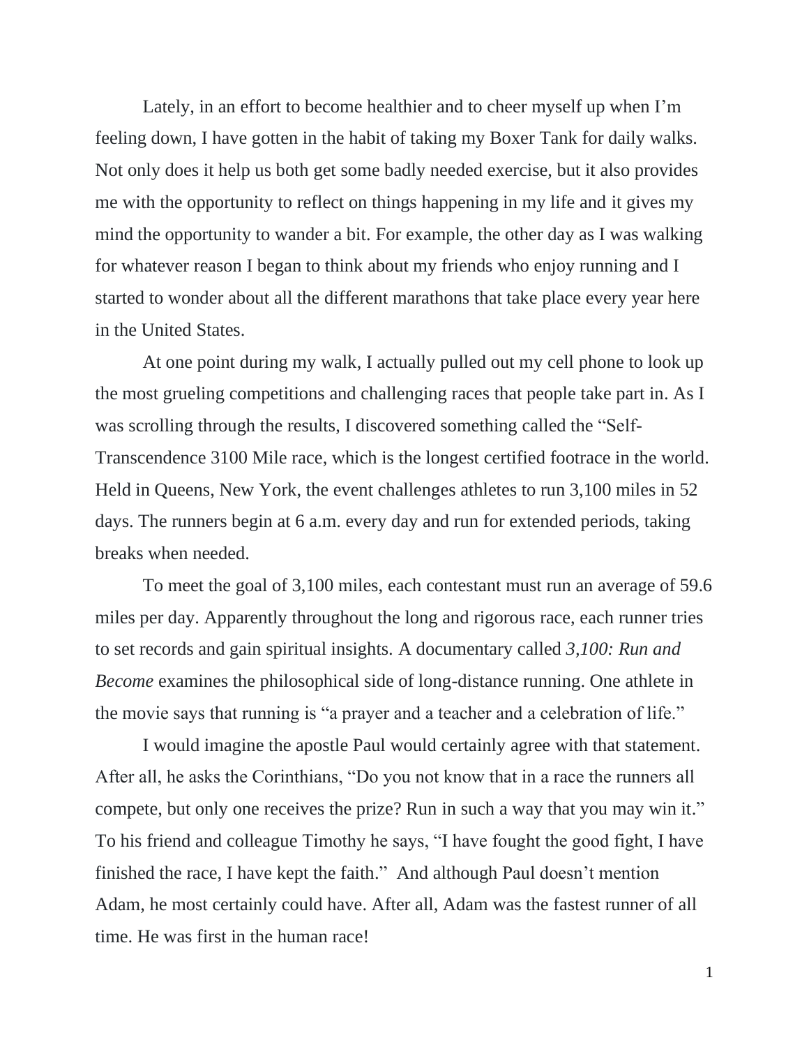Lately, in an effort to become healthier and to cheer myself up when I'm feeling down, I have gotten in the habit of taking my Boxer Tank for daily walks. Not only does it help us both get some badly needed exercise, but it also provides me with the opportunity to reflect on things happening in my life and it gives my mind the opportunity to wander a bit. For example, the other day as I was walking for whatever reason I began to think about my friends who enjoy running and I started to wonder about all the different marathons that take place every year here in the United States.

At one point during my walk, I actually pulled out my cell phone to look up the most grueling competitions and challenging races that people take part in. As I was scrolling through the results, I discovered something called the "Self-Transcendence 3100 Mile race, which is the longest certified footrace in the world. Held in Queens, New York, the event challenges athletes to run 3,100 miles in 52 days. The runners begin at 6 a.m. every day and run for extended periods, taking breaks when needed.

To meet the goal of 3,100 miles, each contestant must run an average of 59.6 miles per day. Apparently throughout the long and rigorous race, each runner tries to set records and gain spiritual insights. A documentary called *3,100: Run and Become* examines the philosophical side of long-distance running. One athlete in the movie says that running is "a prayer and a teacher and a celebration of life."

I would imagine the apostle Paul would certainly agree with that statement. After all, he asks the Corinthians, "Do you not know that in a race the runners all compete, but only one receives the prize? Run in such a way that you may win it." To his friend and colleague Timothy he says, "I have fought the good fight, I have finished the race, I have kept the faith." And although Paul doesn't mention Adam, he most certainly could have. After all, Adam was the fastest runner of all time. He was first in the human race!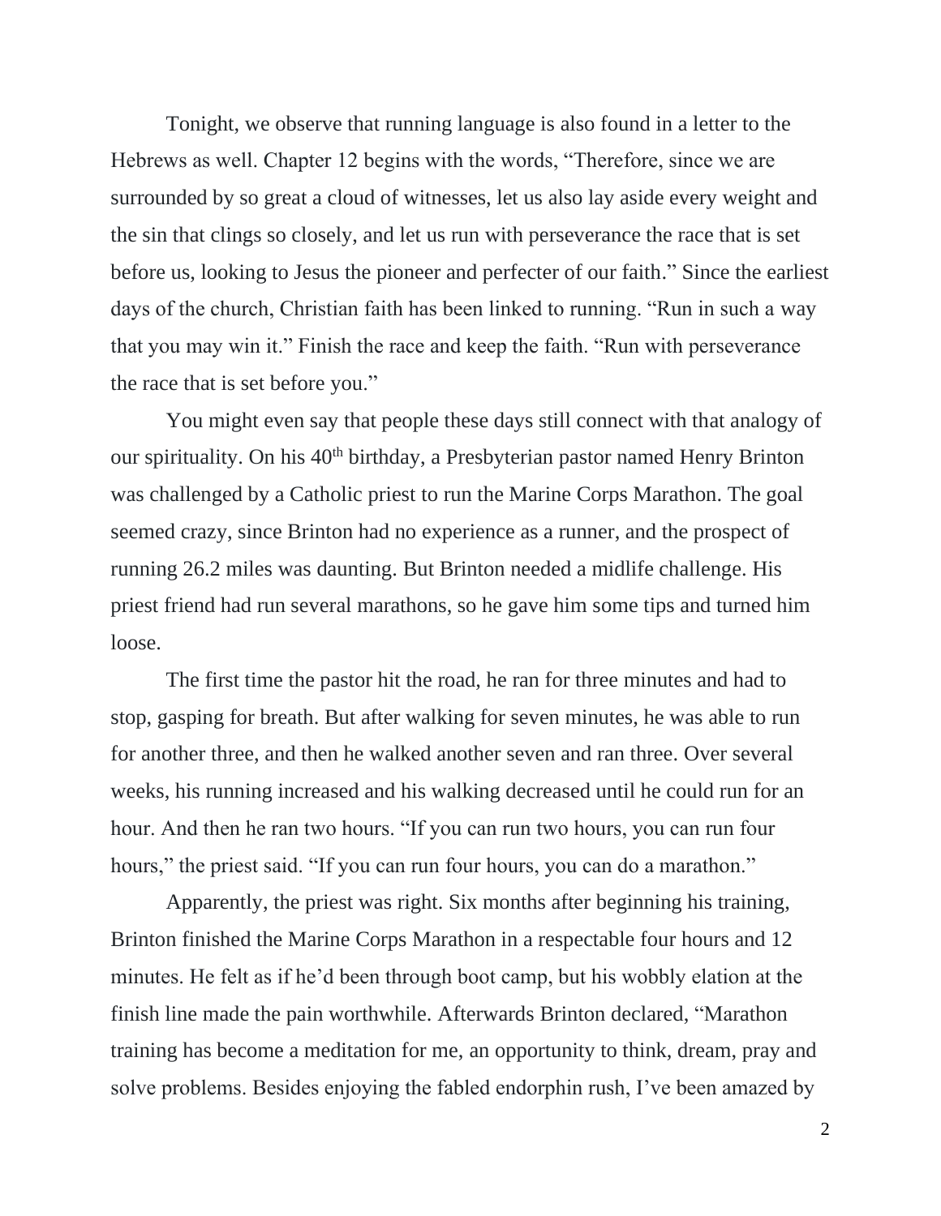Tonight, we observe that running language is also found in a letter to the Hebrews as well. Chapter 12 begins with the words, "Therefore, since we are surrounded by so great a cloud of witnesses, let us also lay aside every weight and the sin that clings so closely, and let us run with perseverance the race that is set before us, looking to Jesus the pioneer and perfecter of our faith." Since the earliest days of the church, Christian faith has been linked to running. "Run in such a way that you may win it." Finish the race and keep the faith. "Run with perseverance the race that is set before you."

You might even say that people these days still connect with that analogy of our spirituality. On his 40th birthday, a Presbyterian pastor named Henry Brinton was challenged by a Catholic priest to run the Marine Corps Marathon. The goal seemed crazy, since Brinton had no experience as a runner, and the prospect of running 26.2 miles was daunting. But Brinton needed a midlife challenge. His priest friend had run several marathons, so he gave him some tips and turned him loose.

The first time the pastor hit the road, he ran for three minutes and had to stop, gasping for breath. But after walking for seven minutes, he was able to run for another three, and then he walked another seven and ran three. Over several weeks, his running increased and his walking decreased until he could run for an hour. And then he ran two hours. "If you can run two hours, you can run four hours," the priest said. "If you can run four hours, you can do a marathon."

Apparently, the priest was right. Six months after beginning his training, Brinton finished the Marine Corps Marathon in a respectable four hours and 12 minutes. He felt as if he'd been through boot camp, but his wobbly elation at the finish line made the pain worthwhile. Afterwards Brinton declared, "Marathon training has become a meditation for me, an opportunity to think, dream, pray and solve problems. Besides enjoying the fabled endorphin rush, I've been amazed by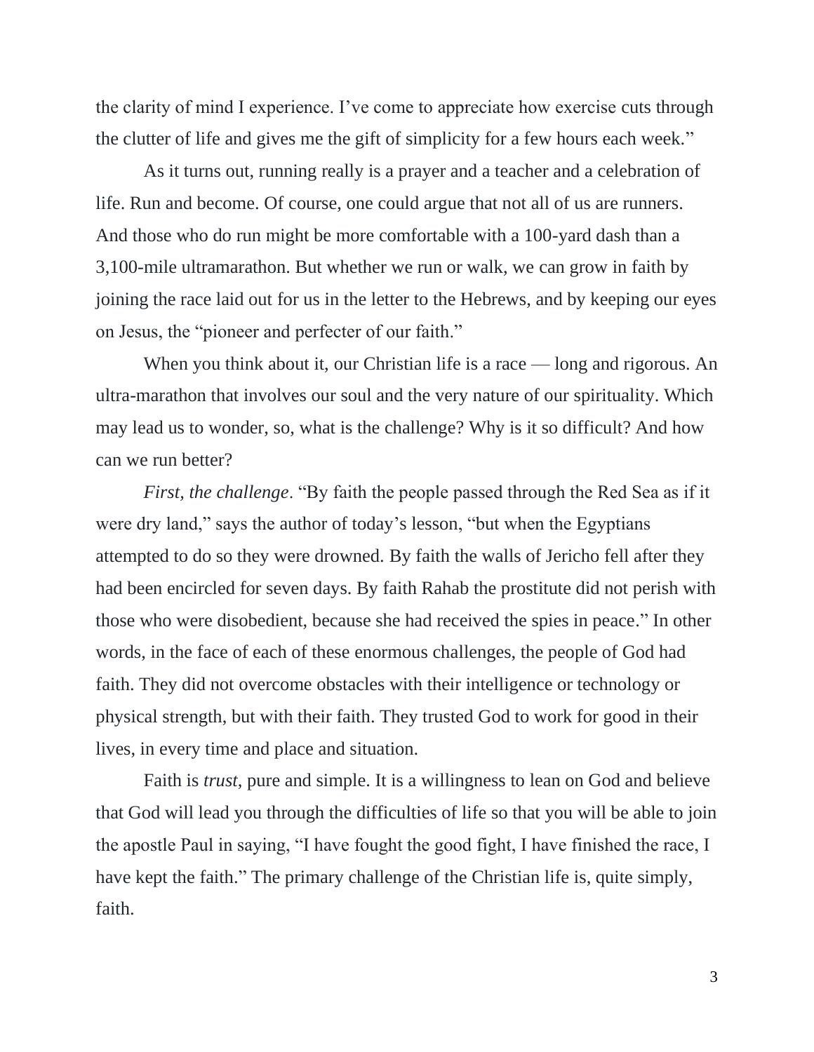the clarity of mind I experience. I've come to appreciate how exercise cuts through the clutter of life and gives me the gift of simplicity for a few hours each week."

As it turns out, running really is a prayer and a teacher and a celebration of life. Run and become. Of course, one could argue that not all of us are runners. And those who do run might be more comfortable with a 100-yard dash than a 3,100-mile ultramarathon. But whether we run or walk, we can grow in faith by joining the race laid out for us in the letter to the Hebrews, and by keeping our eyes on Jesus, the "pioneer and perfecter of our faith."

When you think about it, our Christian life is a race — long and rigorous. An ultra-marathon that involves our soul and the very nature of our spirituality. Which may lead us to wonder, so, what is the challenge? Why is it so difficult? And how can we run better?

*First, the challenge*. "By faith the people passed through the Red Sea as if it were dry land," says the author of today's lesson, "but when the Egyptians attempted to do so they were drowned. By faith the walls of Jericho fell after they had been encircled for seven days. By faith Rahab the prostitute did not perish with those who were disobedient, because she had received the spies in peace." In other words, in the face of each of these enormous challenges, the people of God had faith. They did not overcome obstacles with their intelligence or technology or physical strength, but with their faith. They trusted God to work for good in their lives, in every time and place and situation.

Faith is *trust*, pure and simple. It is a willingness to lean on God and believe that God will lead you through the difficulties of life so that you will be able to join the apostle Paul in saying, "I have fought the good fight, I have finished the race, I have kept the faith." The primary challenge of the Christian life is, quite simply, faith.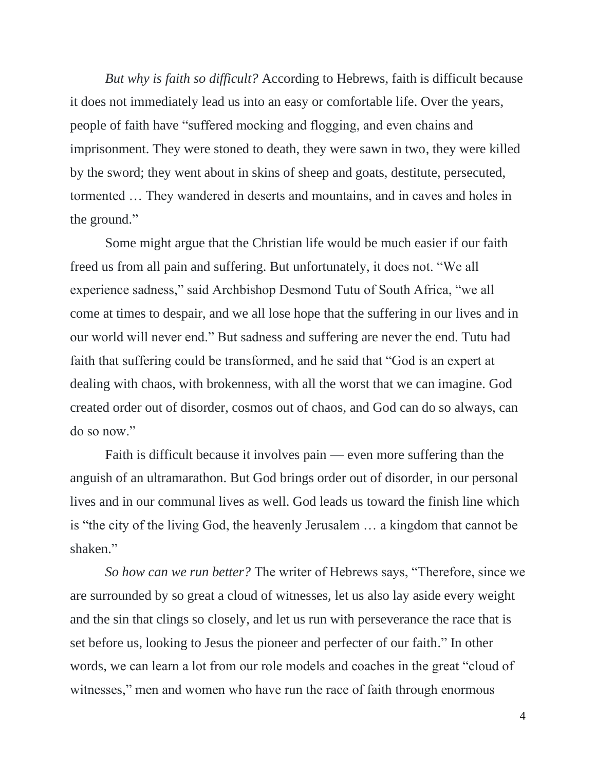*But why is faith so difficult?* According to Hebrews, faith is difficult because it does not immediately lead us into an easy or comfortable life. Over the years, people of faith have "suffered mocking and flogging, and even chains and imprisonment. They were stoned to death, they were sawn in two, they were killed by the sword; they went about in skins of sheep and goats, destitute, persecuted, tormented … They wandered in deserts and mountains, and in caves and holes in the ground."

Some might argue that the Christian life would be much easier if our faith freed us from all pain and suffering. But unfortunately, it does not. "We all experience sadness," said Archbishop Desmond Tutu of South Africa, "we all come at times to despair, and we all lose hope that the suffering in our lives and in our world will never end." But sadness and suffering are never the end. Tutu had faith that suffering could be transformed, and he said that "God is an expert at dealing with chaos, with brokenness, with all the worst that we can imagine. God created order out of disorder, cosmos out of chaos, and God can do so always, can do so now."

Faith is difficult because it involves pain — even more suffering than the anguish of an ultramarathon. But God brings order out of disorder, in our personal lives and in our communal lives as well. God leads us toward the finish line which is "the city of the living God, the heavenly Jerusalem … a kingdom that cannot be shaken."

*So how can we run better?* The writer of Hebrews says, "Therefore, since we are surrounded by so great a cloud of witnesses, let us also lay aside every weight and the sin that clings so closely, and let us run with perseverance the race that is set before us, looking to Jesus the pioneer and perfecter of our faith." In other words, we can learn a lot from our role models and coaches in the great "cloud of witnesses," men and women who have run the race of faith through enormous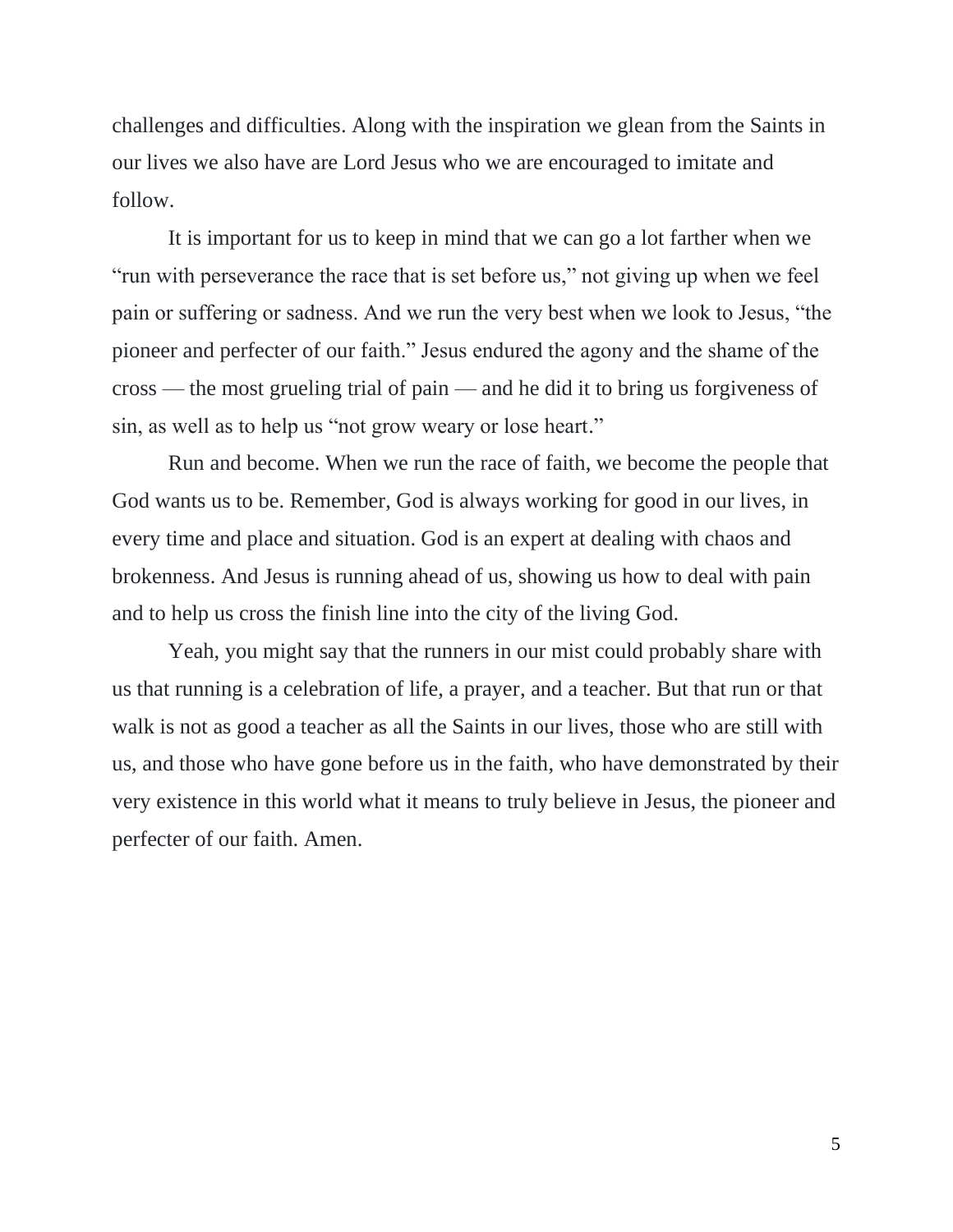challenges and difficulties. Along with the inspiration we glean from the Saints in our lives we also have are Lord Jesus who we are encouraged to imitate and follow.

It is important for us to keep in mind that we can go a lot farther when we "run with perseverance the race that is set before us," not giving up when we feel pain or suffering or sadness. And we run the very best when we look to Jesus, "the pioneer and perfecter of our faith." Jesus endured the agony and the shame of the cross — the most grueling trial of pain — and he did it to bring us forgiveness of sin, as well as to help us "not grow weary or lose heart."

Run and become. When we run the race of faith, we become the people that God wants us to be. Remember, God is always working for good in our lives, in every time and place and situation. God is an expert at dealing with chaos and brokenness. And Jesus is running ahead of us, showing us how to deal with pain and to help us cross the finish line into the city of the living God.

Yeah, you might say that the runners in our mist could probably share with us that running is a celebration of life, a prayer, and a teacher. But that run or that walk is not as good a teacher as all the Saints in our lives, those who are still with us, and those who have gone before us in the faith, who have demonstrated by their very existence in this world what it means to truly believe in Jesus, the pioneer and perfecter of our faith. Amen.